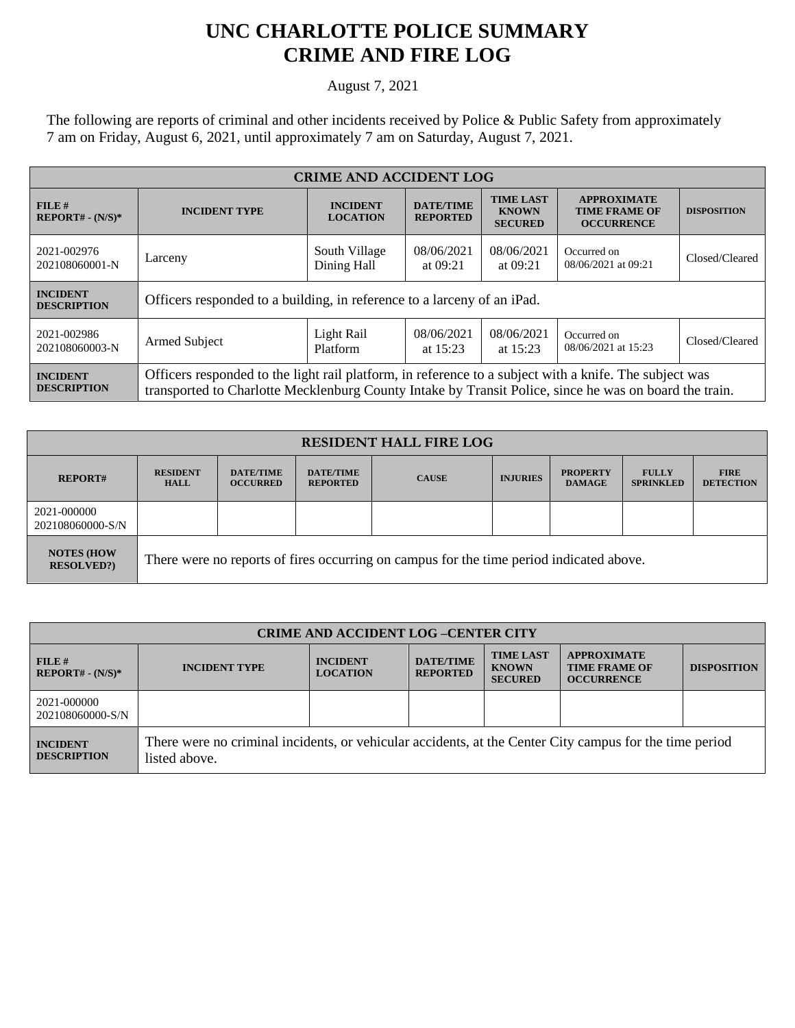# UNC CHARLOTTE POLICE SUMMARY
# CRIME AND FIRE LOG

August 7, 2021

The following are reports of criminal and other incidents received by Police & Public Safety from approximately 7 am on Friday, August 6, 2021, until approximately 7 am on Saturday, August 7, 2021.

| CRIME AND ACCIDENT LOG | | | | | | |
|---|---|---|---|---|---|---|
| **FILE # REPORT# - (N/S)*** | **INCIDENT TYPE** | **INCIDENT LOCATION** | **DATE/TIME REPORTED** | **TIME LAST KNOWN SECURED** | **APPROXIMATE TIME FRAME OF OCCURRENCE** | **DISPOSITION** |
| 2021-002976 202108060001-N | Larceny | South Village Dining Hall | 08/06/2021 at 09:21 | 08/06/2021 at 09:21 | Occurred on 08/06/2021 at 09:21 | Closed/Cleared |
| **INCIDENT DESCRIPTION** | Officers responded to a building, in reference to a larceny of an iPad. | | | | | |
| 2021-002986 202108060003-N | Armed Subject | Light Rail Platform | 08/06/2021 at 15:23 | 08/06/2021 at 15:23 | Occurred on 08/06/2021 at 15:23 | Closed/Cleared |
| **INCIDENT DESCRIPTION** | Officers responded to the light rail platform, in reference to a subject with a knife. The subject was transported to Charlotte Mecklenburg County Intake by Transit Police, since he was on board the train. | | | | | |

| RESIDENT HALL FIRE LOG | | | | | | | | |
|---|---|---|---|---|---|---|---|---|
| **REPORT#** | **RESIDENT HALL** | **DATE/TIME OCCURRED** | **DATE/TIME REPORTED** | **CAUSE** | **INJURIES** | **PROPERTY DAMAGE** | **FULLY SPRINKLED** | **FIRE DETECTION** |
| 2021-000000 202108060000-S/N | | | | | | | | |
| **NOTES (HOW RESOLVED?)** | There were no reports of fires occurring on campus for the time period indicated above. | | | | | | | |

| CRIME AND ACCIDENT LOG –CENTER CITY | | | | | | |
|---|---|---|---|---|---|---|
| **FILE # REPORT# - (N/S)*** | **INCIDENT TYPE** | **INCIDENT LOCATION** | **DATE/TIME REPORTED** | **TIME LAST KNOWN SECURED** | **APPROXIMATE TIME FRAME OF OCCURRENCE** | **DISPOSITION** |
| 2021-000000 202108060000-S/N | | | | | | |
| **INCIDENT DESCRIPTION** | There were no criminal incidents, or vehicular accidents, at the Center City campus for the time period listed above. | | | | | |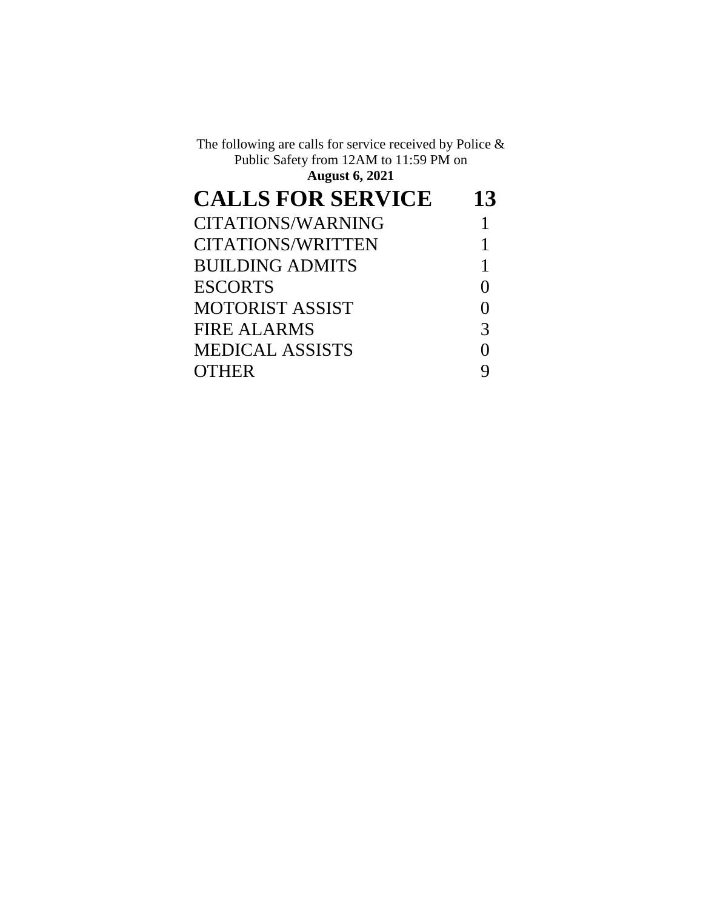The following are calls for service received by Police & Public Safety from 12AM to 11:59 PM on

**August 6, 2021**

| | |
|---|---|
| **CALLS FOR SERVICE** | **13** |
| CITATIONS/WARNING | 1 |
| CITATIONS/WRITTEN | 1 |
| BUILDING ADMITS | 1 |
| ESCORTS | 0 |
| MOTORIST ASSIST | 0 |
| FIRE ALARMS | 3 |
| MEDICAL ASSISTS | 0 |
| OTHER | 9 |